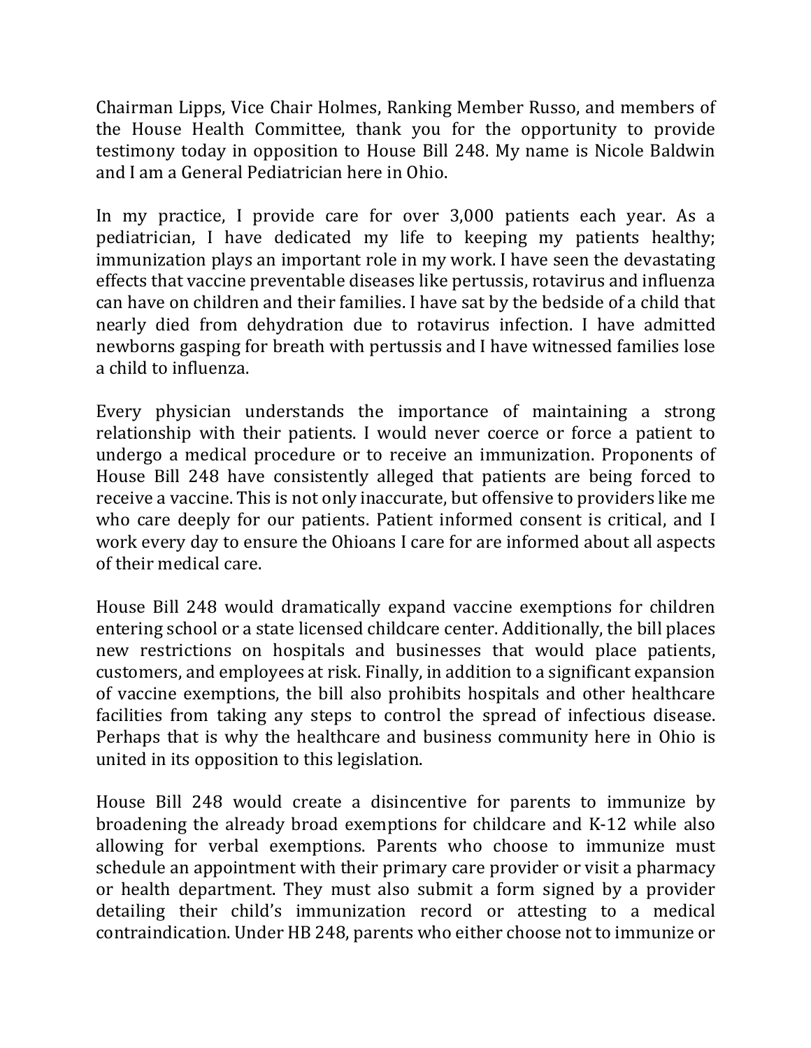Chairman Lipps, Vice Chair Holmes, Ranking Member Russo, and members of the House Health Committee, thank you for the opportunity to provide testimony today in opposition to House Bill 248. My name is Nicole Baldwin and I am a General Pediatrician here in Ohio.

In my practice, I provide care for over 3,000 patients each year. As a pediatrician, I have dedicated my life to keeping my patients healthy; immunization plays an important role in my work. I have seen the devastating effects that vaccine preventable diseases like pertussis, rotavirus and influenza can have on children and their families. I have sat by the bedside of a child that nearly died from dehydration due to rotavirus infection. I have admitted newborns gasping for breath with pertussis and I have witnessed families lose a child to influenza.

Every physician understands the importance of maintaining a strong relationship with their patients. I would never coerce or force a patient to undergo a medical procedure or to receive an immunization. Proponents of House Bill 248 have consistently alleged that patients are being forced to receive a vaccine. This is not only inaccurate, but offensive to providers like me who care deeply for our patients. Patient informed consent is critical, and I work every day to ensure the Ohioans I care for are informed about all aspects of their medical care.

House Bill 248 would dramatically expand vaccine exemptions for children entering school or a state licensed childcare center. Additionally, the bill places new restrictions on hospitals and businesses that would place patients, customers, and employees at risk. Finally, in addition to a significant expansion of vaccine exemptions, the bill also prohibits hospitals and other healthcare facilities from taking any steps to control the spread of infectious disease. Perhaps that is why the healthcare and business community here in Ohio is united in its opposition to this legislation.

House Bill 248 would create a disincentive for parents to immunize by broadening the already broad exemptions for childcare and K-12 while also allowing for verbal exemptions. Parents who choose to immunize must schedule an appointment with their primary care provider or visit a pharmacy or health department. They must also submit a form signed by a provider detailing their child's immunization record or attesting to a medical contraindication. Under HB 248, parents who either choose not to immunize or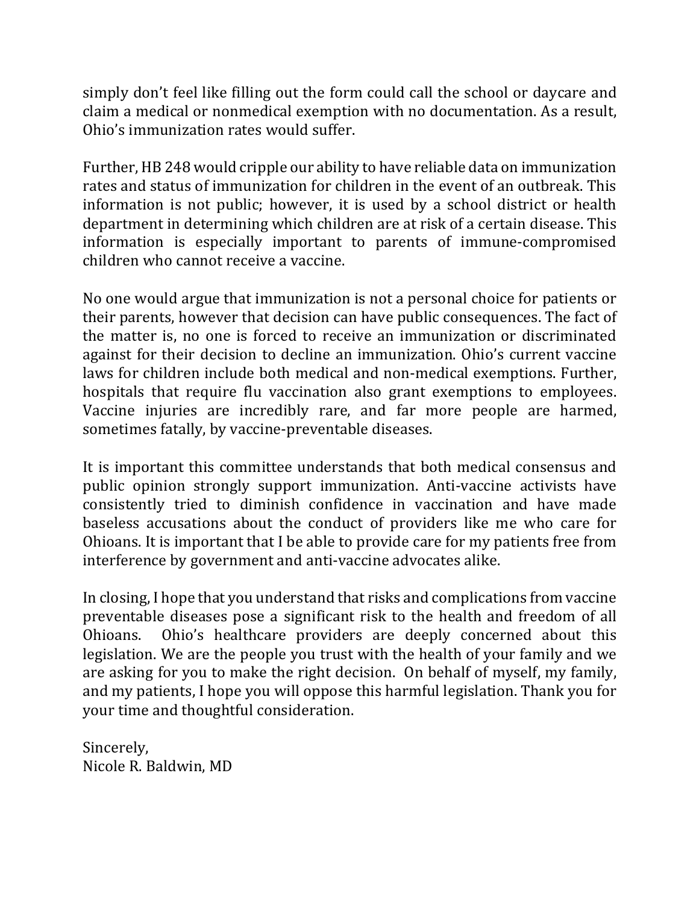simply don't feel like filling out the form could call the school or daycare and claim a medical or nonmedical exemption with no documentation. As a result, Ohio's immunization rates would suffer.

Further, HB 248 would cripple our ability to have reliable data on immunization rates and status of immunization for children in the event of an outbreak. This information is not public; however, it is used by a school district or health department in determining which children are at risk of a certain disease. This information is especially important to parents of immune-compromised children who cannot receive a vaccine.

No one would argue that immunization is not a personal choice for patients or their parents, however that decision can have public consequences. The fact of the matter is, no one is forced to receive an immunization or discriminated against for their decision to decline an immunization. Ohio's current vaccine laws for children include both medical and non-medical exemptions. Further, hospitals that require flu vaccination also grant exemptions to employees. Vaccine injuries are incredibly rare, and far more people are harmed, sometimes fatally, by vaccine-preventable diseases.

It is important this committee understands that both medical consensus and public opinion strongly support immunization. Anti-vaccine activists have consistently tried to diminish confidence in vaccination and have made baseless accusations about the conduct of providers like me who care for Ohioans. It is important that I be able to provide care for my patients free from interference by government and anti-vaccine advocates alike.

In closing, I hope that you understand that risks and complications from vaccine preventable diseases pose a significant risk to the health and freedom of all Ohioans. Ohio's healthcare providers are deeply concerned about this legislation. We are the people you trust with the health of your family and we are asking for you to make the right decision. On behalf of myself, my family, and my patients, I hope you will oppose this harmful legislation. Thank you for your time and thoughtful consideration.

Sincerely,
Nicole R. Baldwin, MD